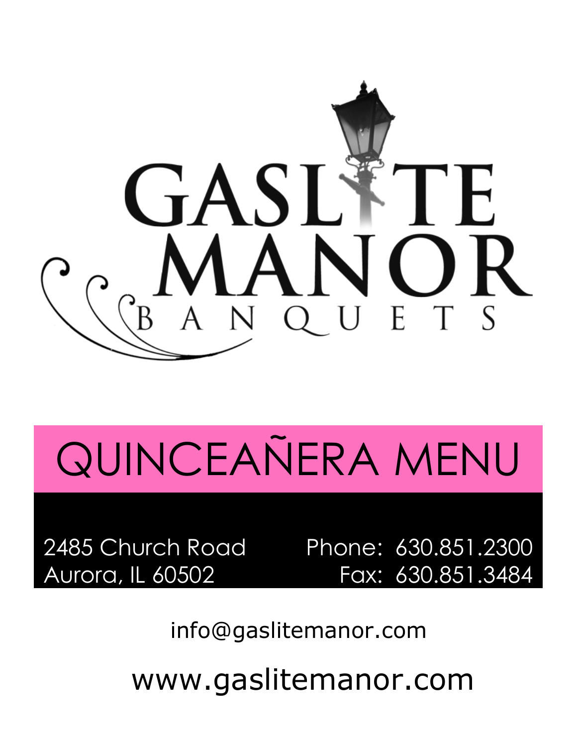# GASLITE MANOR

BANQUETS

## QUINCEAÑERA MENU

2485 Church Road
Aurora, IL 60502

Phone: 630.851.2300
Fax: 630.851.3484

info@gaslitemanor.com

www.gaslitemanor.com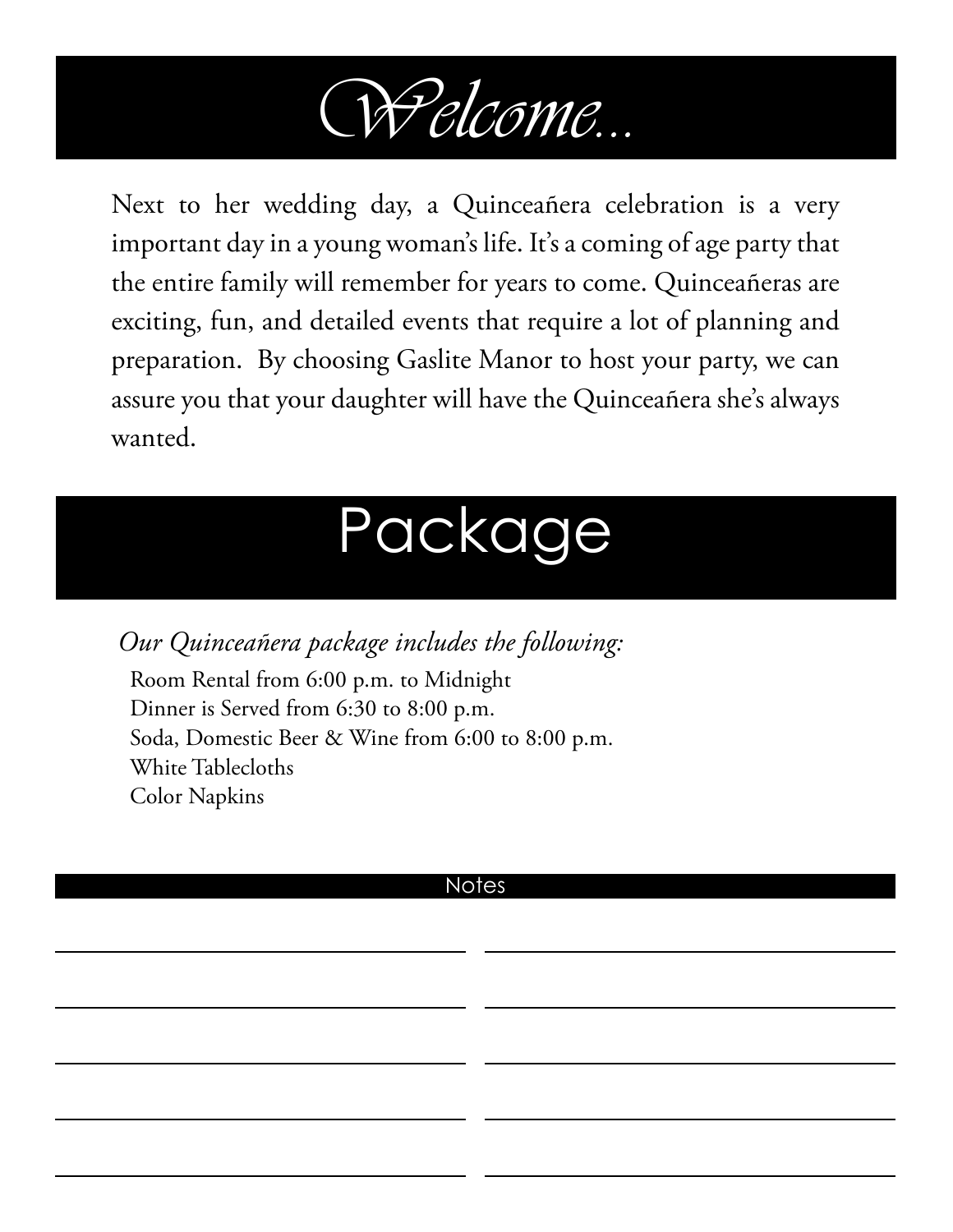# Welcome...

Next to her wedding day, a Quinceañera celebration is a very important day in a young woman's life. It's a coming of age party that the entire family will remember for years to come. Quinceañeras are exciting, fun, and detailed events that require a lot of planning and preparation. By choosing Gaslite Manor to host your party, we can assure you that your daughter will have the Quinceañera she's always wanted.

# Package

*Our Quinceañera package includes the following:*

Room Rental from 6:00 p.m. to Midnight
Dinner is Served from 6:30 to 8:00 p.m.
Soda, Domestic Beer & Wine from 6:00 to 8:00 p.m.
White Tablecloths
Color Napkins

## Notes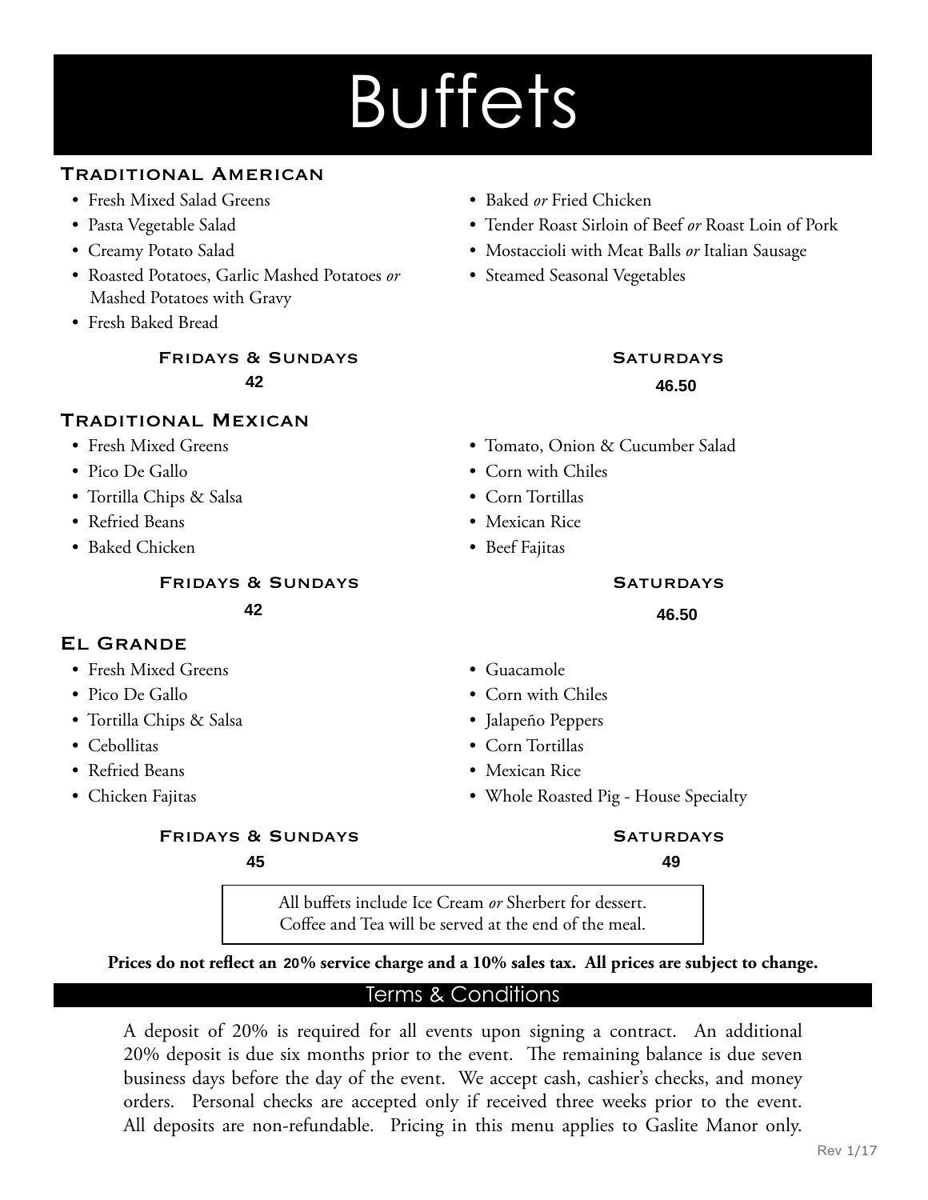# Buffets

## Traditional American

- Fresh Mixed Salad Greens
- Pasta Vegetable Salad
- Creamy Potato Salad
- Roasted Potatoes, Garlic Mashed Potatoes *or* Mashed Potatoes with Gravy
- Fresh Baked Bread
- Baked *or* Fried Chicken
- Tender Roast Sirloin of Beef *or* Roast Loin of Pork
- Mostaccioli with Meat Balls *or* Italian Sausage
- Steamed Seasonal Vegetables

| Fridays & Sundays | Saturdays |
|---|---|
| 42 | 46.50 |

## Traditional Mexican

- Fresh Mixed Greens
- Pico De Gallo
- Tortilla Chips & Salsa
- Refried Beans
- Baked Chicken
- Tomato, Onion & Cucumber Salad
- Corn with Chiles
- Corn Tortillas
- Mexican Rice
- Beef Fajitas

| Fridays & Sundays | Saturdays |
|---|---|
| 42 | 46.50 |

## El Grande

- Fresh Mixed Greens
- Pico De Gallo
- Tortilla Chips & Salsa
- Cebollitas
- Refried Beans
- Chicken Fajitas
- Guacamole
- Corn with Chiles
- Jalapeño Peppers
- Corn Tortillas
- Mexican Rice
- Whole Roasted Pig - House Specialty

| Fridays & Sundays | Saturdays |
|---|---|
| 45 | 49 |

All buffets include Ice Cream *or* Sherbert for dessert.
Coffee and Tea will be served at the end of the meal.

**Prices do not reflect an 20% service charge and a 10% sales tax. All prices are subject to change.**

## Terms & Conditions

A deposit of 20% is required for all events upon signing a contract. An additional 20% deposit is due six months prior to the event. The remaining balance is due seven business days before the day of the event. We accept cash, cashier's checks, and money orders. Personal checks are accepted only if received three weeks prior to the event. All deposits are non-refundable. Pricing in this menu applies to Gaslite Manor only.

Rev 1/17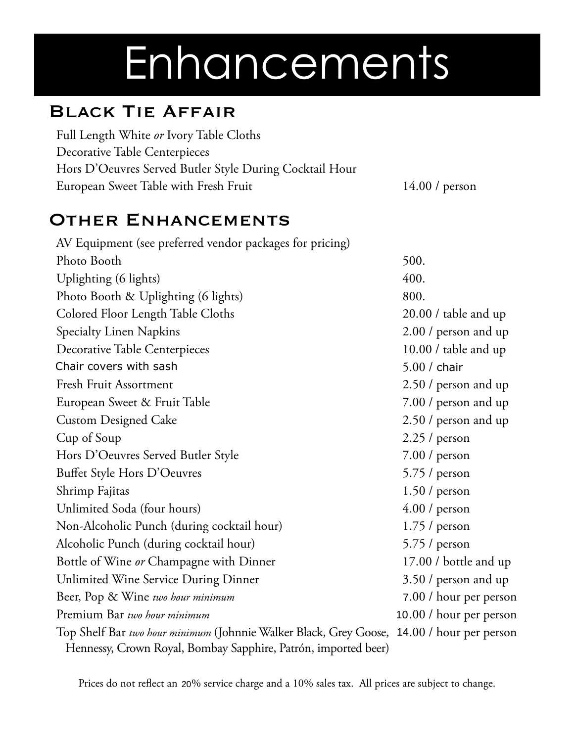# Enhancements

## Black Tie Affair

| | |
|---|---|
| Full Length White *or* Ivory Table Cloths | |
| Decorative Table Centerpieces | |
| Hors D'Oeuvres Served Butler Style During Cocktail Hour | |
| European Sweet Table with Fresh Fruit | 14.00 / person |

## Other Enhancements

| | |
|---|---|
| AV Equipment (see preferred vendor packages for pricing) | |
| Photo Booth | 500. |
| Uplighting (6 lights) | 400. |
| Photo Booth & Uplighting (6 lights) | 800. |
| Colored Floor Length Table Cloths | 20.00 / table and up |
| Specialty Linen Napkins | 2.00 / person and up |
| Decorative Table Centerpieces | 10.00 / table and up |
| Chair covers with sash | 5.00 / chair |
| Fresh Fruit Assortment | 2.50 / person and up |
| European Sweet & Fruit Table | 7.00 / person and up |
| Custom Designed Cake | 2.50 / person and up |
| Cup of Soup | 2.25 / person |
| Hors D'Oeuvres Served Butler Style | 7.00 / person |
| Buffet Style Hors D'Oeuvres | 5.75 / person |
| Shrimp Fajitas | 1.50 / person |
| Unlimited Soda (four hours) | 4.00 / person |
| Non-Alcoholic Punch (during cocktail hour) | 1.75 / person |
| Alcoholic Punch (during cocktail hour) | 5.75 / person |
| Bottle of Wine *or* Champagne with Dinner | 17.00 / bottle and up |
| Unlimited Wine Service During Dinner | 3.50 / person and up |
| Beer, Pop & Wine *two hour minimum* | 7.00 / hour per person |
| Premium Bar *two hour minimum* | 10.00 / hour per person |
| Top Shelf Bar *two hour minimum* (Johnnie Walker Black, Grey Goose, Hennessy, Crown Royal, Bombay Sapphire, Patrón, imported beer) | 14.00 / hour per person |

Prices do not reflect an 20% service charge and a 10% sales tax. All prices are subject to change.